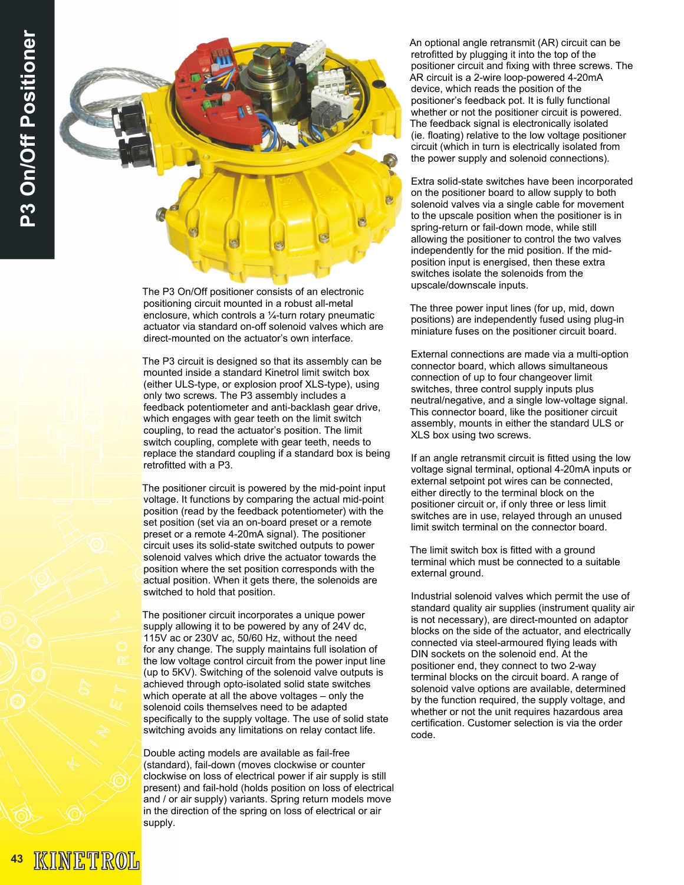# P3 On/Off Positioner

The P3 On/Off positioner consists of an electronic positioning circuit mounted in a robust all-metal enclosure, which controls a ¼-turn rotary pneumatic actuator via standard on-off solenoid valves which are direct-mounted on the actuator's own interface.

The P3 circuit is designed so that its assembly can be mounted inside a standard Kinetrol limit switch box (either ULS-type, or explosion proof XLS-type), using only two screws. The P3 assembly includes a feedback potentiometer and anti-backlash gear drive, which engages with gear teeth on the limit switch coupling, to read the actuator's position. The limit switch coupling, complete with gear teeth, needs to replace the standard coupling if a standard box is being retrofitted with a P3.

The positioner circuit is powered by the mid-point input voltage. It functions by comparing the actual mid-point position (read by the feedback potentiometer) with the set position (set via an on-board preset or a remote preset or a remote 4-20mA signal). The positioner circuit uses its solid-state switched outputs to power solenoid valves which drive the actuator towards the position where the set position corresponds with the actual position. When it gets there, the solenoids are switched to hold that position.

The positioner circuit incorporates a unique power supply allowing it to be powered by any of 24V dc, 115V ac or 230V ac, 50/60 Hz, without the need for any change. The supply maintains full isolation of the low voltage control circuit from the power input line (up to 5KV). Switching of the solenoid valve outputs is achieved through opto-isolated solid state switches which operate at all the above voltages – only the solenoid coils themselves need to be adapted specifically to the supply voltage. The use of solid state switching avoids any limitations on relay contact life.

Double acting models are available as fail-free (standard), fail-down (moves clockwise or counter clockwise on loss of electrical power if air supply is still present) and fail-hold (holds position on loss of electrical and / or air supply) variants. Spring return models move in the direction of the spring on loss of electrical or air supply.

An optional angle retransmit (AR) circuit can be retrofitted by plugging it into the top of the positioner circuit and fixing with three screws. The AR circuit is a 2-wire loop-powered 4-20mA device, which reads the position of the positioner's feedback pot. It is fully functional whether or not the positioner circuit is powered. The feedback signal is electronically isolated (ie. floating) relative to the low voltage positioner circuit (which in turn is electrically isolated from the power supply and solenoid connections).

Extra solid-state switches have been incorporated on the positioner board to allow supply to both solenoid valves via a single cable for movement to the upscale position when the positioner is in spring-return or fail-down mode, while still allowing the positioner to control the two valves independently for the mid position. If the mid-position input is energised, then these extra switches isolate the solenoids from the upscale/downscale inputs.

The three power input lines (for up, mid, down positions) are independently fused using plug-in miniature fuses on the positioner circuit board.

External connections are made via a multi-option connector board, which allows simultaneous connection of up to four changeover limit switches, three control supply inputs plus neutral/negative, and a single low-voltage signal. This connector board, like the positioner circuit assembly, mounts in either the standard ULS or XLS box using two screws.

If an angle retransmit circuit is fitted using the low voltage signal terminal, optional 4-20mA inputs or external setpoint pot wires can be connected, either directly to the terminal block on the positioner circuit or, if only three or less limit switches are in use, relayed through an unused limit switch terminal on the connector board.

The limit switch box is fitted with a ground terminal which must be connected to a suitable external ground.

Industrial solenoid valves which permit the use of standard quality air supplies (instrument quality air is not necessary), are direct-mounted on adaptor blocks on the side of the actuator, and electrically connected via steel-armoured flying leads with DIN sockets on the solenoid end. At the positioner end, they connect to two 2-way terminal blocks on the circuit board. A range of solenoid valve options are available, determined by the function required, the supply voltage, and whether or not the unit requires hazardous area certification. Customer selection is via the order code.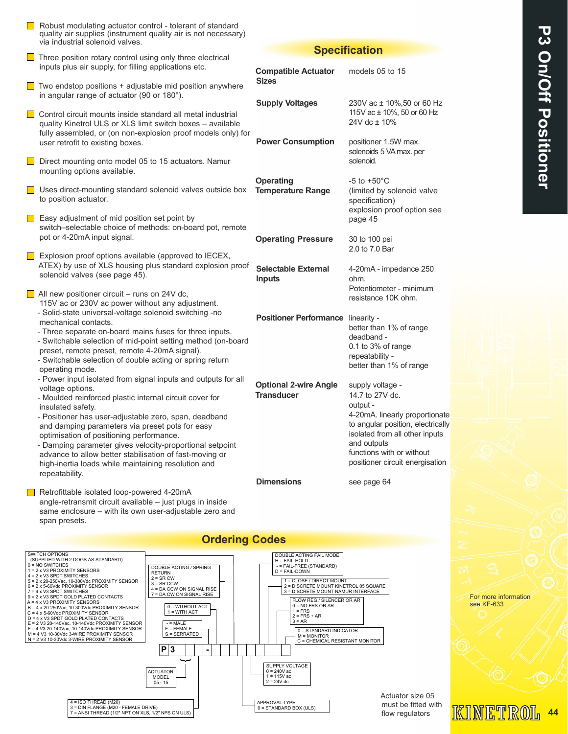# P3 On/Off Positioner

- Robust modulating actuator control - tolerant of standard quality air supplies (instrument quality air is not necessary) via industrial solenoid valves.
- Three position rotary control using only three electrical inputs plus air supply, for filling applications etc.
- Two endstop positions + adjustable mid position anywhere in angular range of actuator (90 or 180°).
- Control circuit mounts inside standard all metal industrial quality Kinetrol ULS or XLS limit switch boxes – available fully assembled, or (on non-explosion proof models only) for user retrofit to existing boxes.
- Direct mounting onto model 05 to 15 actuators. Namur mounting options available.
- Uses direct-mounting standard solenoid valves outside box to position actuator.
- Easy adjustment of mid position set point by switch–selectable choice of methods: on-board pot, remote pot or 4-20mA input signal.
- Explosion proof options available (approved to IECEX, ATEX) by use of XLS housing plus standard explosion proof solenoid valves (see page 45).
- All new positioner circuit – runs on 24V dc, 115V ac or 230V ac power without any adjustment.
  - Solid-state universal-voltage solenoid switching -no mechanical contacts.
  - Three separate on-board mains fuses for three inputs.
  - Switchable selection of mid-point setting method (on-board preset, remote preset, remote 4-20mA signal).
  - Switchable selection of double acting or spring return operating mode.
  - Power input isolated from signal inputs and outputs for all voltage options.
  - Moulded reinforced plastic internal circuit cover for insulated safety.
  - Positioner has user-adjustable zero, span, deadband and damping parameters via preset pots for easy optimisation of positioning performance.
  - Damping parameter gives velocity-proportional setpoint advance to allow better stabilisation of fast-moving or high-inertia loads while maintaining resolution and repeatability.
- Retrofittable isolated loop-powered 4-20mA angle-retransmit circuit available – just plugs in inside same enclosure – with its own user-adjustable zero and span presets.

## Specification

| | |
|---|---|
| **Compatible Actuator Sizes** | models 05 to 15 |
| **Supply Voltages** | 230V ac ± 10%,50 or 60 Hz<br>115V ac ± 10%, 50 or 60 Hz<br>24V dc ± 10% |
| **Power Consumption** | positioner 1.5W max.<br>solenoids 5 VA max. per solenoid. |
| **Operating Temperature Range** | -5 to +50°C<br>(limited by solenoid valve specification)<br>explosion proof option see page 45 |
| **Operating Pressure** | 30 to 100 psi<br>2.0 to 7.0 Bar |
| **Selectable External Inputs** | 4-20mA - impedance 250 ohm.<br>Potentiometer - minimum resistance 10K ohm. |
| **Positioner Performance** | linearity -<br>better than 1% of range<br>deadband -<br>0.1 to 3% of range<br>repeatability -<br>better than 1% of range |
| **Optional 2-wire Angle Transducer** | supply voltage -<br>14.7 to 27V dc.<br>output -<br>4-20mA. linearly proportionate to angular position, electrically isolated from all other inputs and outputs<br>functions with or without positioner circuit energisation |
| **Dimensions** | see page 64 |

## Ordering Codes

P 3 _ _ _ _ - _ _ _ _ _ _ _ _ _ _

**ACTUATOR MODEL**
05 - 15

**4 = ISO THREAD (M20)**
3 = DIN FLANGE (M20 - FEMALE DRIVE)
7 = ANSI THREAD (1/2" NPT ON XLS, 1/2" NPS ON ULS)

**SWITCH OPTIONS**
(SUPPLIED WITH 2 DOGS AS STANDARD)
0 = NO SWITCHES
1 = 2 x V3 PROXIMITY SENSORS
4 = 2 x V3 SPDT SWITCHES
5 = 2 x 20-250Vac, 10-300Vdc PROXIMITY SENSOR
6 = 2 x 5-60Vdc PROXIMITY SENSOR
7 = 4 x V3 SPDT SWITCHES
9 = 2 x V3 SPDT GOLD PLATED CONTACTS
A = 4 x V3 PROXIMITY SENSORS
B = 4 x 20-250Vac, 10-300Vdc PROXIMITY SENSOR
C = 4 x 5-60Vdc PROXIMITY SENSOR
D = 4 x V3 SPDT GOLD PLATED CONTACTS
E = 2 V3 20-140Vac, 10-140Vdc PROXIMITY SENSOR
F = 4 V3 20-140Vac, 10-140Vdc PROXIMITY SENSOR
M = 4 V3 10-30Vdc 3-WIRE PROXIMITY SENSOR
N = 2 V3 10-30Vdc 3-WIRE PROXIMITY SENSOR

**DOUBLE ACTING / SPRING RETURN**
2 = SR CW
3 = SR CCW
4 = DA CCW ON SIGNAL RISE
7 = DA CW ON SIGNAL RISE

0 = WITHOUT ACT
1 = WITH ACT

\- = MALE
F = FEMALE
S = SERRATED

**DOUBLE ACTING FAIL MODE**
H = FAIL-HOLD
\- = FAIL-FREE (STANDARD)
D = FAIL-DOWN

1 = CLOSE / DIRECT MOUNT
2 = DISCRETE MOUNT KINETROL 05 SQUARE
3 = DISCRETE MOUNT NAMUR INTERFACE

**FLOW REG / SILENCER OR AR**
0 = NO FRS OR AR
1 = FRS
2 = FRS + AR
3 = AR

0 = STANDARD INDICATOR
M = MONITOR
C = CHEMICAL RESISTANT MONITOR

**SUPPLY VOLTAGE**
0 = 240V ac
1 = 115V ac
2 = 24V dc

**APPROVAL TYPE**
0 = STANDARD BOX (ULS)

Actuator size 05 must be fitted with flow regulators

For more information see KF-633